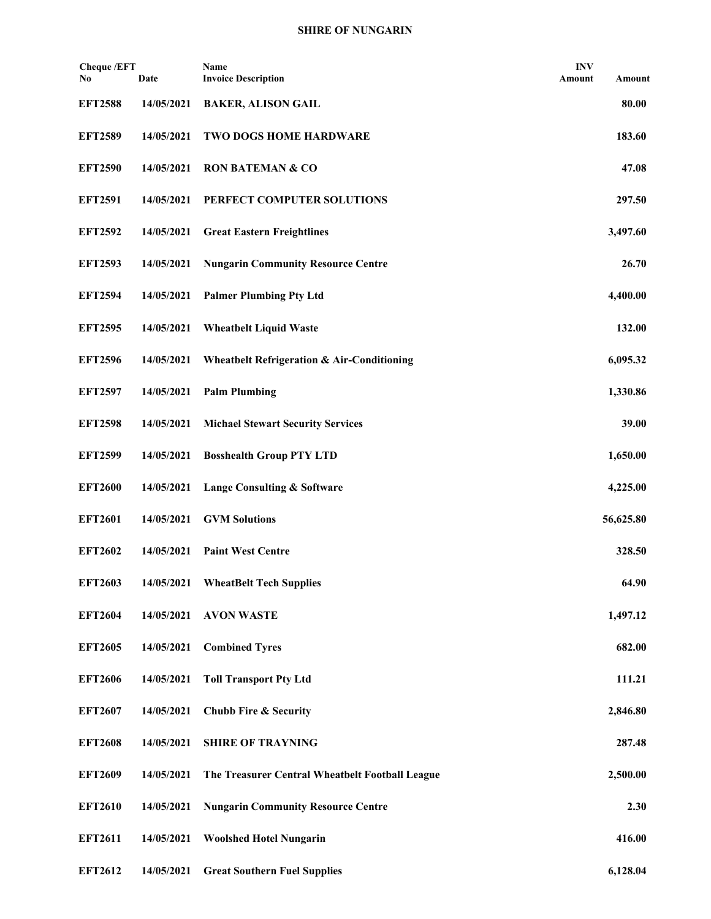## SHIRE OF NUNGARIN

| Cheque /EFT No | Date | Name<br>Invoice Description | INV Amount | Amount |
|---|---|---|---|---|
| **EFT2588** | **14/05/2021** | **BAKER, ALISON GAIL** | | **80.00** |
| **EFT2589** | **14/05/2021** | **TWO DOGS HOME HARDWARE** | | **183.60** |
| **EFT2590** | **14/05/2021** | **RON BATEMAN & CO** | | **47.08** |
| **EFT2591** | **14/05/2021** | **PERFECT COMPUTER SOLUTIONS** | | **297.50** |
| **EFT2592** | **14/05/2021** | **Great Eastern Freightlines** | | **3,497.60** |
| **EFT2593** | **14/05/2021** | **Nungarin Community Resource Centre** | | **26.70** |
| **EFT2594** | **14/05/2021** | **Palmer Plumbing Pty Ltd** | | **4,400.00** |
| **EFT2595** | **14/05/2021** | **Wheatbelt Liquid Waste** | | **132.00** |
| **EFT2596** | **14/05/2021** | **Wheatbelt Refrigeration & Air-Conditioning** | | **6,095.32** |
| **EFT2597** | **14/05/2021** | **Palm Plumbing** | | **1,330.86** |
| **EFT2598** | **14/05/2021** | **Michael Stewart Security Services** | | **39.00** |
| **EFT2599** | **14/05/2021** | **Bosshealth Group PTY LTD** | | **1,650.00** |
| **EFT2600** | **14/05/2021** | **Lange Consulting & Software** | | **4,225.00** |
| **EFT2601** | **14/05/2021** | **GVM Solutions** | | **56,625.80** |
| **EFT2602** | **14/05/2021** | **Paint West Centre** | | **328.50** |
| **EFT2603** | **14/05/2021** | **WheatBelt Tech Supplies** | | **64.90** |
| **EFT2604** | **14/05/2021** | **AVON WASTE** | | **1,497.12** |
| **EFT2605** | **14/05/2021** | **Combined Tyres** | | **682.00** |
| **EFT2606** | **14/05/2021** | **Toll Transport Pty Ltd** | | **111.21** |
| **EFT2607** | **14/05/2021** | **Chubb Fire & Security** | | **2,846.80** |
| **EFT2608** | **14/05/2021** | **SHIRE OF TRAYNING** | | **287.48** |
| **EFT2609** | **14/05/2021** | **The Treasurer Central Wheatbelt Football League** | | **2,500.00** |
| **EFT2610** | **14/05/2021** | **Nungarin Community Resource Centre** | | **2.30** |
| **EFT2611** | **14/05/2021** | **Woolshed Hotel Nungarin** | | **416.00** |
| **EFT2612** | **14/05/2021** | **Great Southern Fuel Supplies** | | **6,128.04** |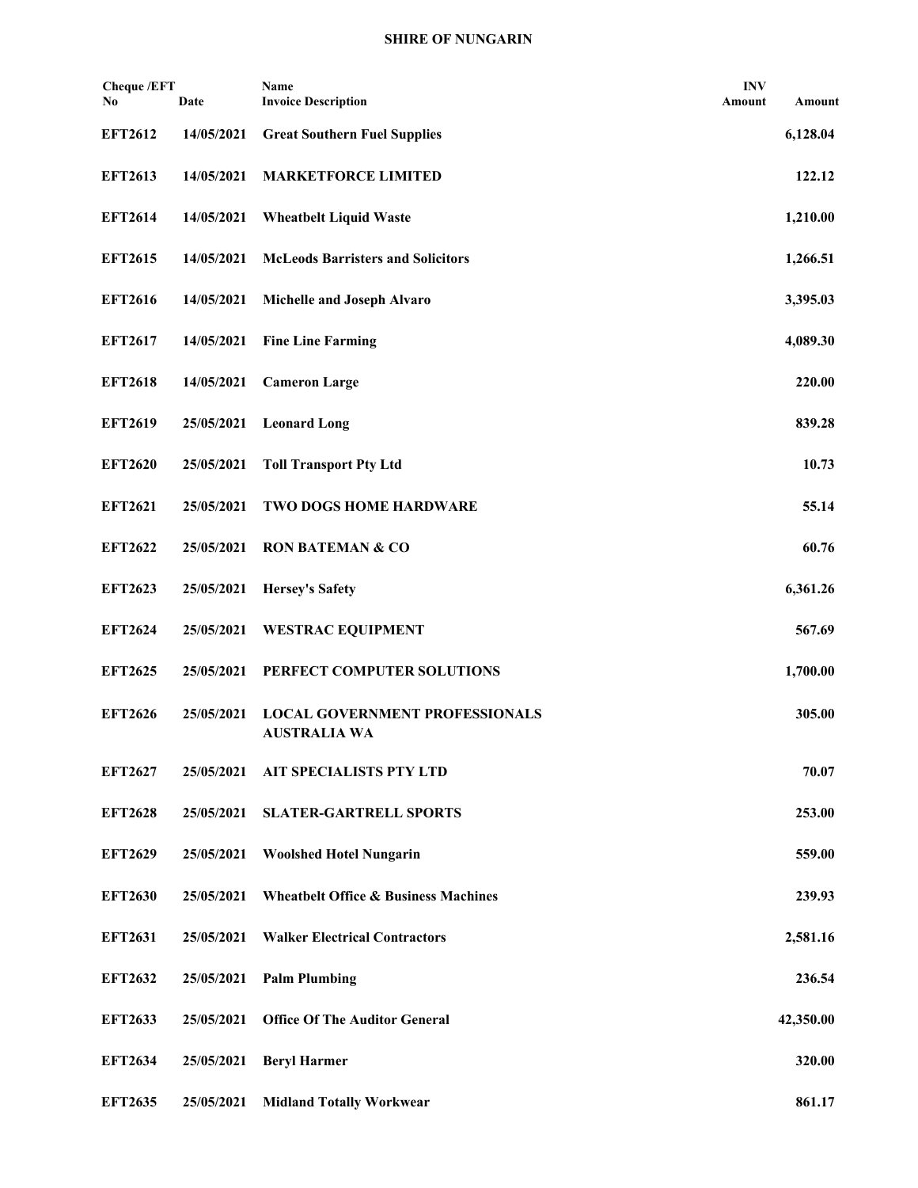**SHIRE OF NUNGARIN**

| Cheque /EFT No | Date | Name<br>Invoice Description | INV Amount | Amount |
|---|---|---|---|---|
| EFT2612 | 14/05/2021 | Great Southern Fuel Supplies | | 6,128.04 |
| EFT2613 | 14/05/2021 | MARKETFORCE LIMITED | | 122.12 |
| EFT2614 | 14/05/2021 | Wheatbelt Liquid Waste | | 1,210.00 |
| EFT2615 | 14/05/2021 | McLeods Barristers and Solicitors | | 1,266.51 |
| EFT2616 | 14/05/2021 | Michelle and Joseph Alvaro | | 3,395.03 |
| EFT2617 | 14/05/2021 | Fine Line Farming | | 4,089.30 |
| EFT2618 | 14/05/2021 | Cameron Large | | 220.00 |
| EFT2619 | 25/05/2021 | Leonard Long | | 839.28 |
| EFT2620 | 25/05/2021 | Toll Transport Pty Ltd | | 10.73 |
| EFT2621 | 25/05/2021 | TWO DOGS HOME HARDWARE | | 55.14 |
| EFT2622 | 25/05/2021 | RON BATEMAN & CO | | 60.76 |
| EFT2623 | 25/05/2021 | Hersey's Safety | | 6,361.26 |
| EFT2624 | 25/05/2021 | WESTRAC EQUIPMENT | | 567.69 |
| EFT2625 | 25/05/2021 | PERFECT COMPUTER SOLUTIONS | | 1,700.00 |
| EFT2626 | 25/05/2021 | LOCAL GOVERNMENT PROFESSIONALS AUSTRALIA WA | | 305.00 |
| EFT2627 | 25/05/2021 | AIT SPECIALISTS PTY LTD | | 70.07 |
| EFT2628 | 25/05/2021 | SLATER-GARTRELL SPORTS | | 253.00 |
| EFT2629 | 25/05/2021 | Woolshed Hotel Nungarin | | 559.00 |
| EFT2630 | 25/05/2021 | Wheatbelt Office & Business Machines | | 239.93 |
| EFT2631 | 25/05/2021 | Walker Electrical Contractors | | 2,581.16 |
| EFT2632 | 25/05/2021 | Palm Plumbing | | 236.54 |
| EFT2633 | 25/05/2021 | Office Of The Auditor General | | 42,350.00 |
| EFT2634 | 25/05/2021 | Beryl Harmer | | 320.00 |
| EFT2635 | 25/05/2021 | Midland Totally Workwear | | 861.17 |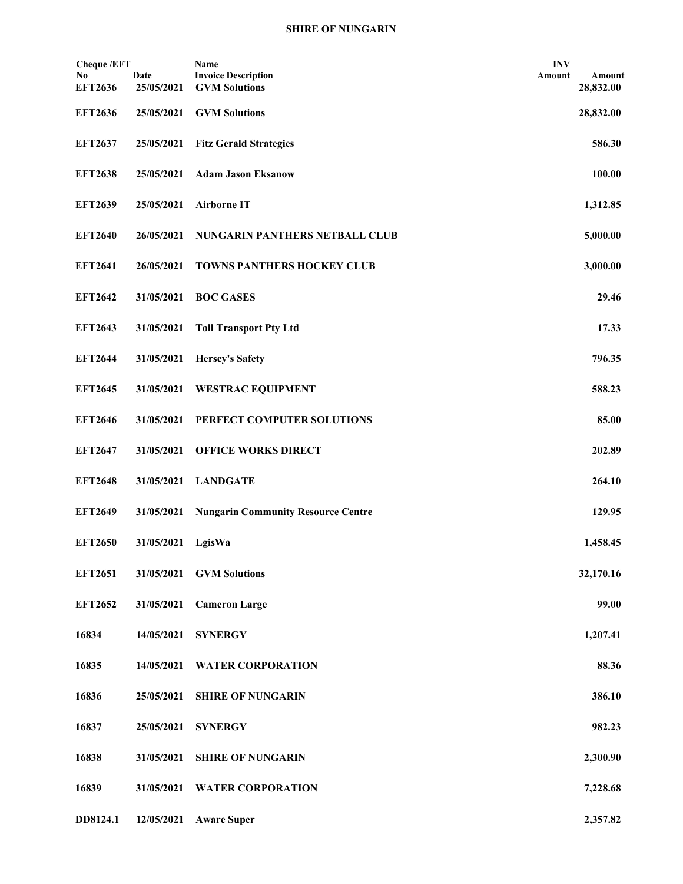**SHIRE OF NUNGARIN**

| Cheque /EFT No | Date | Name Invoice Description | INV Amount | Amount |
|---|---|---|---|---|
| EFT2636 | 25/05/2021 | GVM Solutions | | 28,832.00 |
| EFT2636 | 25/05/2021 | GVM Solutions | | 28,832.00 |
| EFT2637 | 25/05/2021 | Fitz Gerald Strategies | | 586.30 |
| EFT2638 | 25/05/2021 | Adam Jason Eksanow | | 100.00 |
| EFT2639 | 25/05/2021 | Airborne IT | | 1,312.85 |
| EFT2640 | 26/05/2021 | NUNGARIN PANTHERS NETBALL CLUB | | 5,000.00 |
| EFT2641 | 26/05/2021 | TOWNS PANTHERS HOCKEY CLUB | | 3,000.00 |
| EFT2642 | 31/05/2021 | BOC GASES | | 29.46 |
| EFT2643 | 31/05/2021 | Toll Transport Pty Ltd | | 17.33 |
| EFT2644 | 31/05/2021 | Hersey's Safety | | 796.35 |
| EFT2645 | 31/05/2021 | WESTRAC EQUIPMENT | | 588.23 |
| EFT2646 | 31/05/2021 | PERFECT COMPUTER SOLUTIONS | | 85.00 |
| EFT2647 | 31/05/2021 | OFFICE WORKS DIRECT | | 202.89 |
| EFT2648 | 31/05/2021 | LANDGATE | | 264.10 |
| EFT2649 | 31/05/2021 | Nungarin Community Resource Centre | | 129.95 |
| EFT2650 | 31/05/2021 | LgisWa | | 1,458.45 |
| EFT2651 | 31/05/2021 | GVM Solutions | | 32,170.16 |
| EFT2652 | 31/05/2021 | Cameron Large | | 99.00 |
| 16834 | 14/05/2021 | SYNERGY | | 1,207.41 |
| 16835 | 14/05/2021 | WATER CORPORATION | | 88.36 |
| 16836 | 25/05/2021 | SHIRE OF NUNGARIN | | 386.10 |
| 16837 | 25/05/2021 | SYNERGY | | 982.23 |
| 16838 | 31/05/2021 | SHIRE OF NUNGARIN | | 2,300.90 |
| 16839 | 31/05/2021 | WATER CORPORATION | | 7,228.68 |
| DD8124.1 | 12/05/2021 | Aware Super | | 2,357.82 |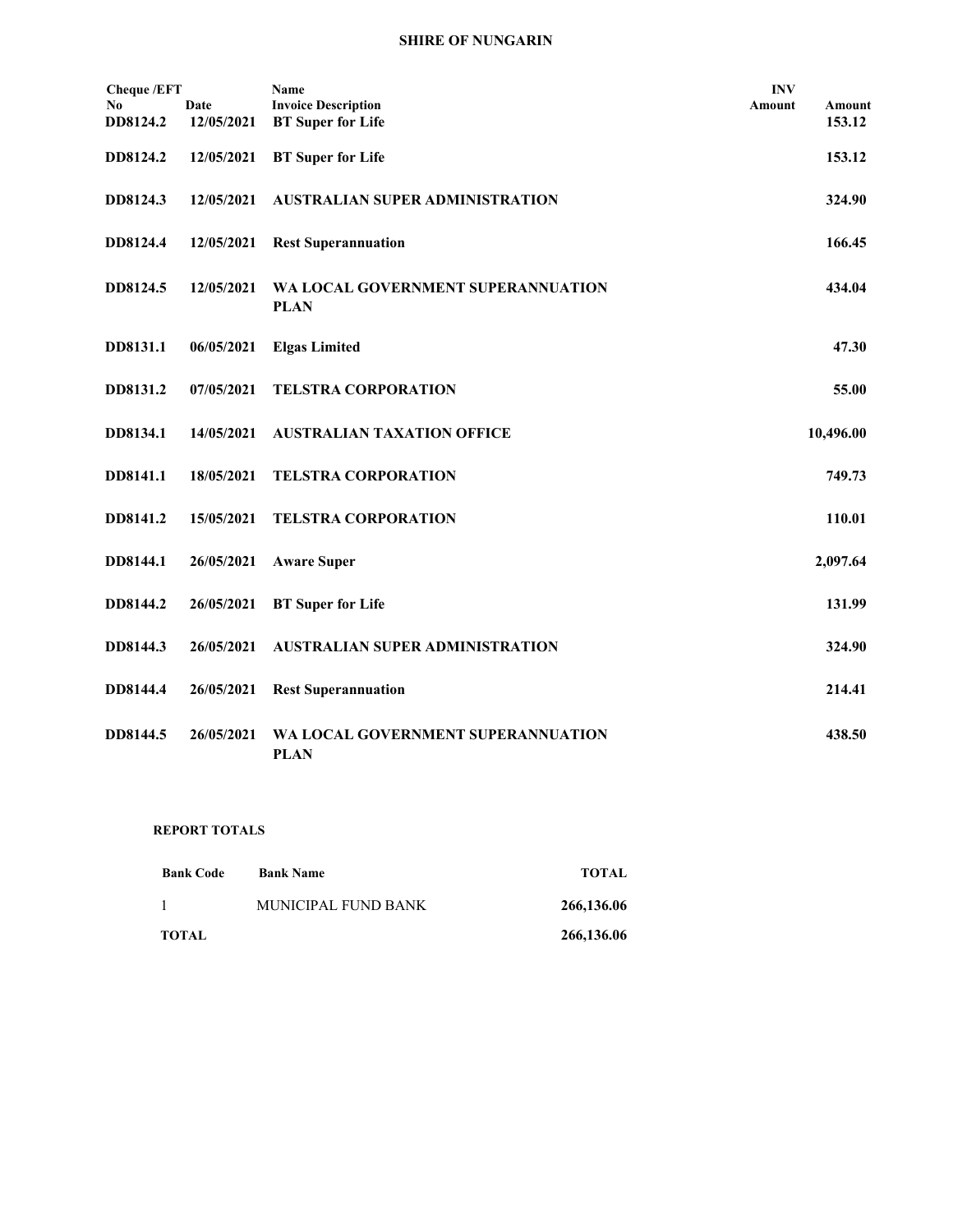## SHIRE OF NUNGARIN

| Cheque /EFT No | Date | Name Invoice Description | INV Amount | Amount |
|---|---|---|---|---|
| DD8124.2 | 12/05/2021 | **BT Super for Life** | | 153.12 |
| DD8124.2 | 12/05/2021 | **BT Super for Life** | | 153.12 |
| DD8124.3 | 12/05/2021 | **AUSTRALIAN SUPER ADMINISTRATION** | | 324.90 |
| DD8124.4 | 12/05/2021 | **Rest Superannuation** | | 166.45 |
| DD8124.5 | 12/05/2021 | **WA LOCAL GOVERNMENT SUPERANNUATION PLAN** | | 434.04 |
| DD8131.1 | 06/05/2021 | **Elgas Limited** | | 47.30 |
| DD8131.2 | 07/05/2021 | **TELSTRA CORPORATION** | | 55.00 |
| DD8134.1 | 14/05/2021 | **AUSTRALIAN TAXATION OFFICE** | | 10,496.00 |
| DD8141.1 | 18/05/2021 | **TELSTRA CORPORATION** | | 749.73 |
| DD8141.2 | 15/05/2021 | **TELSTRA CORPORATION** | | 110.01 |
| DD8144.1 | 26/05/2021 | **Aware Super** | | 2,097.64 |
| DD8144.2 | 26/05/2021 | **BT Super for Life** | | 131.99 |
| DD8144.3 | 26/05/2021 | **AUSTRALIAN SUPER ADMINISTRATION** | | 324.90 |
| DD8144.4 | 26/05/2021 | **Rest Superannuation** | | 214.41 |
| DD8144.5 | 26/05/2021 | **WA LOCAL GOVERNMENT SUPERANNUATION PLAN** | | 438.50 |

**REPORT TOTALS**

| Bank Code | Bank Name | TOTAL |
|---|---|---|
| 1 | MUNICIPAL FUND BANK | 266,136.06 |
| **TOTAL** | | **266,136.06** |